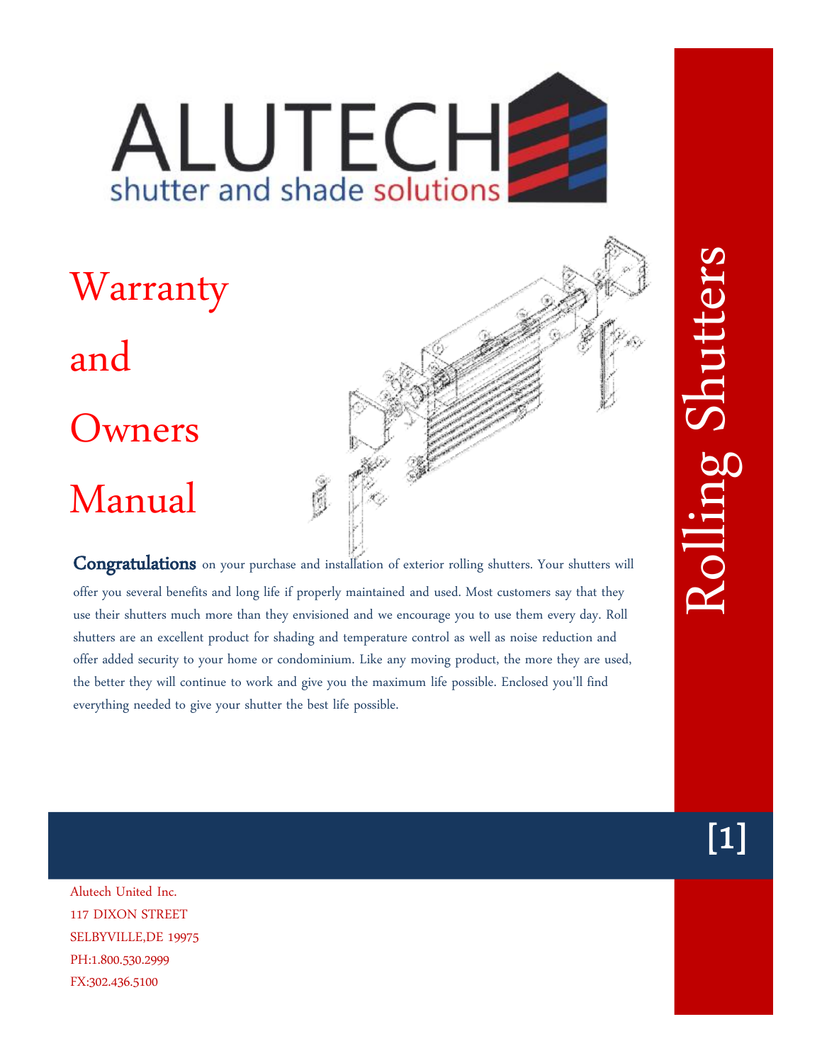# ALUTECH

shutter and shade solutions

# Warranty and Owners Manual

# Rolling Shutters

**Congratulations** on your purchase and installation of exterior rolling shutters. Your shutters will offer you several benefits and long life if properly maintained and used. Most customers say that they use their shutters much more than they envisioned and we encourage you to use them every day. Roll shutters are an excellent product for shading and temperature control as well as noise reduction and offer added security to your home or condominium. Like any moving product, the more they are used, the better they will continue to work and give you the maximum life possible. Enclosed you'll find everything needed to give your shutter the best life possible.

Alutech United Inc.
117 DIXON STREET
SELBYVILLE,DE 19975
PH:1.800.530.2999
FX:302.436.5100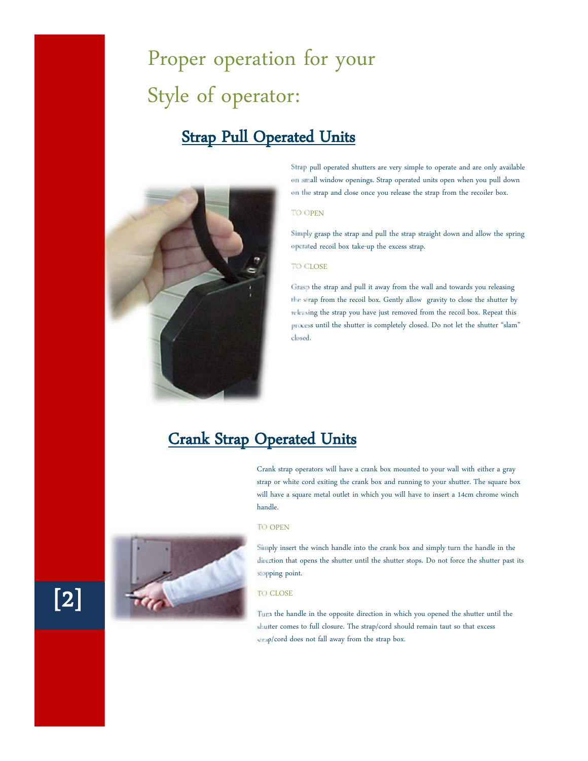# Proper operation for your Style of operator:

## Strap Pull Operated Units

Strap pull operated shutters are very simple to operate and are only available on small window openings. Strap operated units open when you pull down on the strap and close once you release the strap from the recoiler box.

### TO OPEN

Simply grasp the strap and pull the strap straight down and allow the spring operated recoil box take-up the excess strap.

### TO CLOSE

Grasp the strap and pull it away from the wall and towards you releasing the strap from the recoil box. Gently allow gravity to close the shutter by releasing the strap you have just removed from the recoil box. Repeat this process until the shutter is completely closed. Do not let the shutter "slam" closed.

## Crank Strap Operated Units

Crank strap operators will have a crank box mounted to your wall with either a gray strap or white cord exiting the crank box and running to your shutter. The square box will have a square metal outlet in which you will have to insert a 14cm chrome winch handle.

### TO OPEN

Simply insert the winch handle into the crank box and simply turn the handle in the direction that opens the shutter until the shutter stops. Do not force the shutter past its stopping point.

### TO CLOSE

Turn the handle in the opposite direction in which you opened the shutter until the shutter comes to full closure. The strap/cord should remain taut so that excess strap/cord does not fall away from the strap box.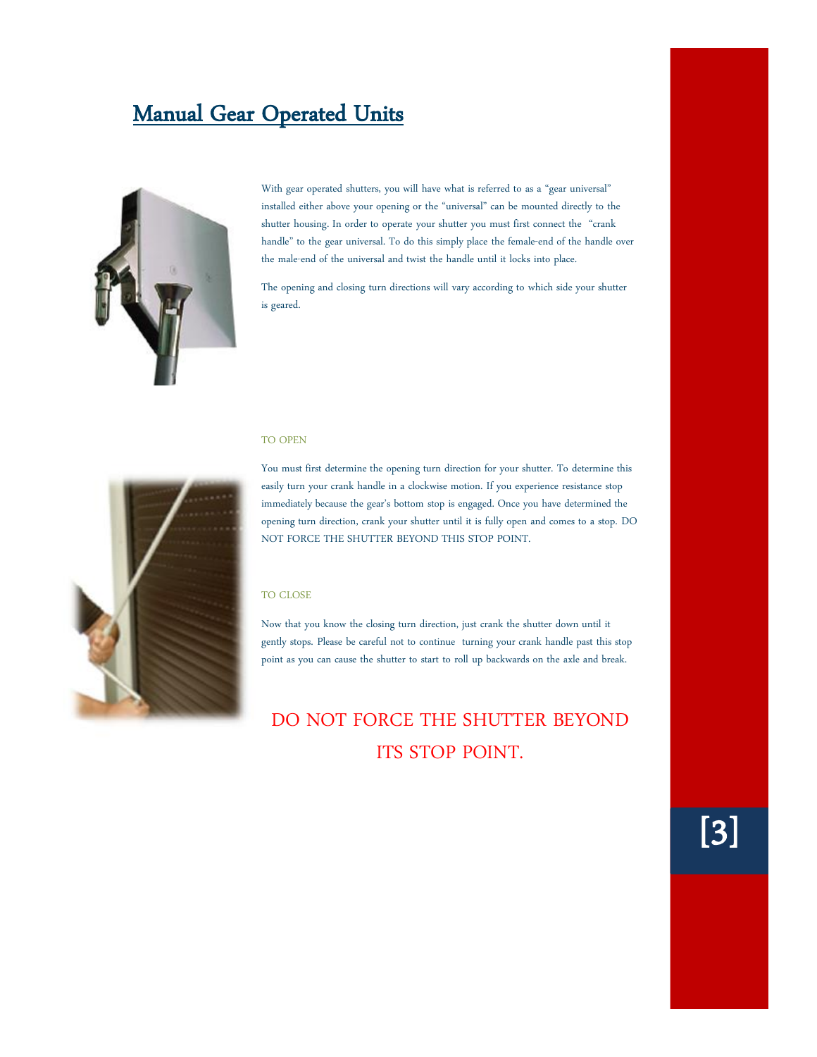# Manual Gear Operated Units

With gear operated shutters, you will have what is referred to as a "gear universal" installed either above your opening or the "universal" can be mounted directly to the shutter housing. In order to operate your shutter you must first connect the "crank handle" to the gear universal. To do this simply place the female-end of the handle over the male-end of the universal and twist the handle until it locks into place.

The opening and closing turn directions will vary according to which side your shutter is geared.

TO OPEN

You must first determine the opening turn direction for your shutter. To determine this easily turn your crank handle in a clockwise motion. If you experience resistance stop immediately because the gear's bottom stop is engaged. Once you have determined the opening turn direction, crank your shutter until it is fully open and comes to a stop. DO NOT FORCE THE SHUTTER BEYOND THIS STOP POINT.

TO CLOSE

Now that you know the closing turn direction, just crank the shutter down until it gently stops. Please be careful not to continue turning your crank handle past this stop point as you can cause the shutter to start to roll up backwards on the axle and break.

DO NOT FORCE THE SHUTTER BEYOND ITS STOP POINT.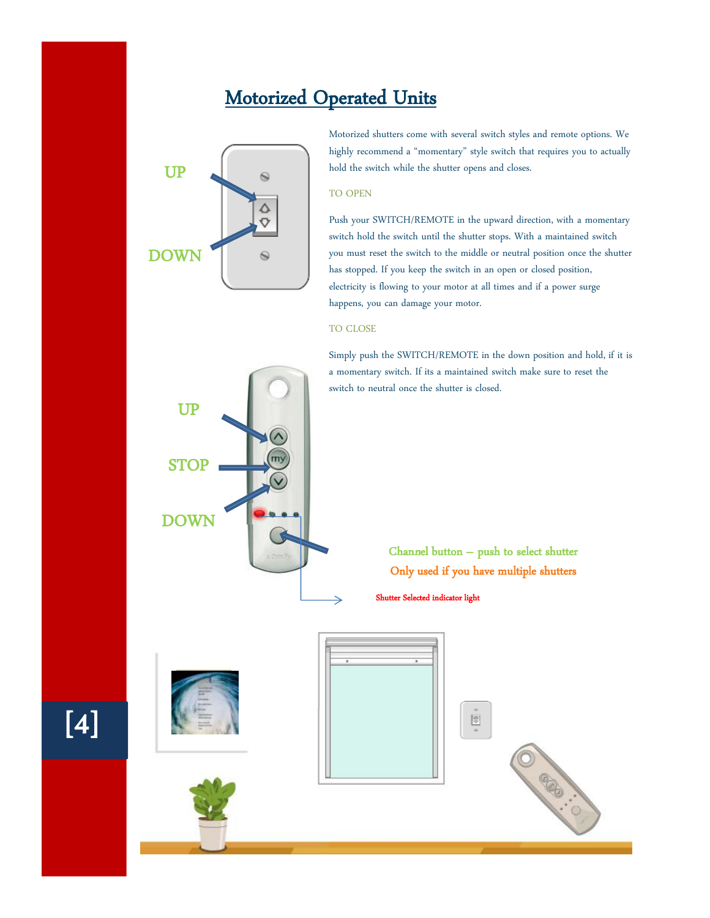# Motorized Operated Units

UP

DOWN

Motorized shutters come with several switch styles and remote options. We highly recommend a "momentary" style switch that requires you to actually hold the switch while the shutter opens and closes.

TO OPEN

Push your SWITCH/REMOTE in the upward direction, with a momentary switch hold the switch until the shutter stops. With a maintained switch you must reset the switch to the middle or neutral position once the shutter has stopped. If you keep the switch in an open or closed position, electricity is flowing to your motor at all times and if a power surge happens, you can damage your motor.

TO CLOSE

Simply push the SWITCH/REMOTE in the down position and hold, if it is a momentary switch. If its a maintained switch make sure to reset the switch to neutral once the shutter is closed.

UP

STOP

DOWN

Channel button – push to select shutter

Only used if you have multiple shutters

Shutter Selected indicator light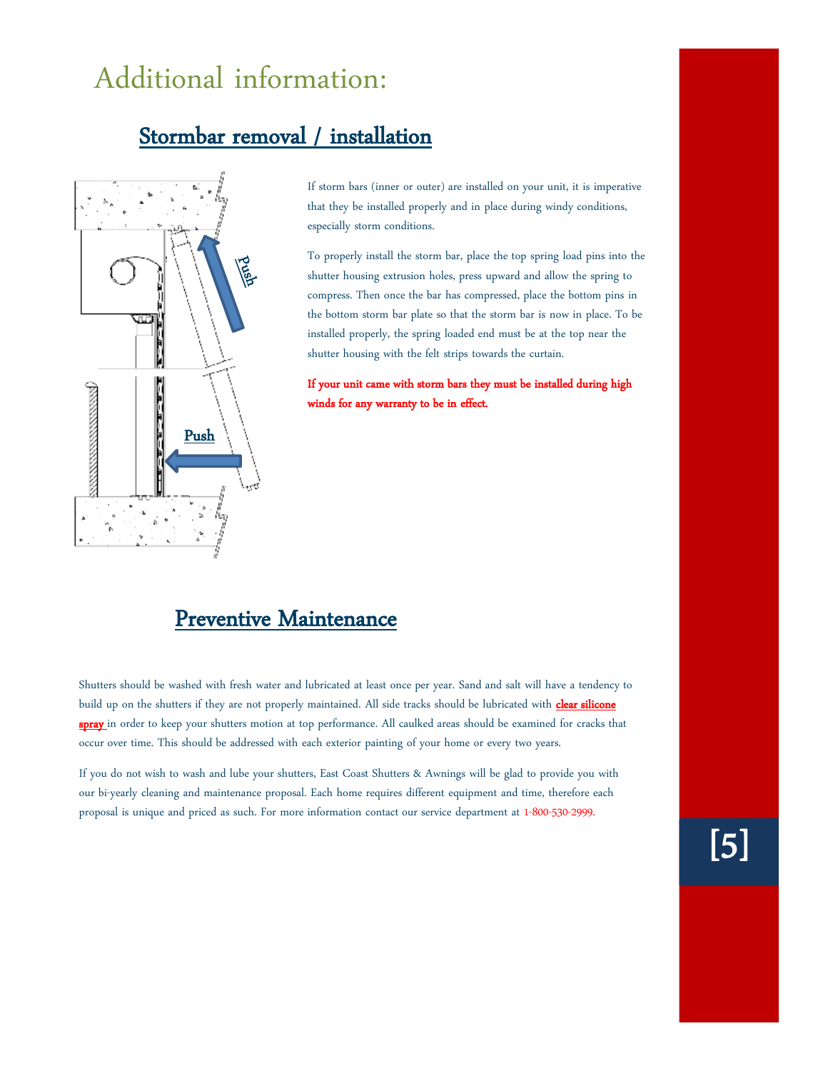# Additional information:

## Stormbar removal / installation

Push

Push

If storm bars (inner or outer) are installed on your unit, it is imperative that they be installed properly and in place during windy conditions, especially storm conditions.

To properly install the storm bar, place the top spring load pins into the shutter housing extrusion holes, press upward and allow the spring to compress. Then once the bar has compressed, place the bottom pins in the bottom storm bar plate so that the storm bar is now in place. To be installed properly, the spring loaded end must be at the top near the shutter housing with the felt strips towards the curtain.

**If your unit came with storm bars they must be installed during high winds for any warranty to be in effect.**

## Preventive Maintenance

Shutters should be washed with fresh water and lubricated at least once per year. Sand and salt will have a tendency to build up on the shutters if they are not properly maintained. All side tracks should be lubricated with **clear silicone spray** in order to keep your shutters motion at top performance. All caulked areas should be examined for cracks that occur over time. This should be addressed with each exterior painting of your home or every two years.

If you do not wish to wash and lube your shutters, East Coast Shutters & Awnings will be glad to provide you with our bi-yearly cleaning and maintenance proposal. Each home requires different equipment and time, therefore each proposal is unique and priced as such. For more information contact our service department at 1-800-530-2999.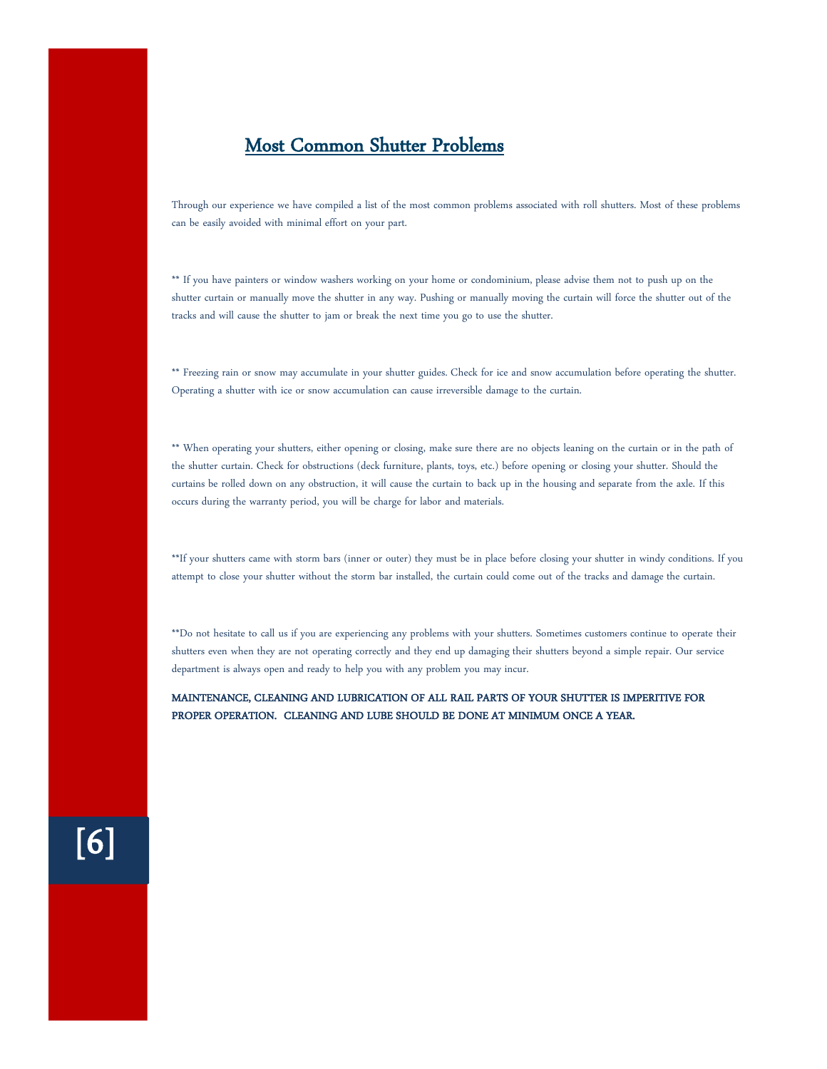# Most Common Shutter Problems

Through our experience we have compiled a list of the most common problems associated with roll shutters. Most of these problems can be easily avoided with minimal effort on your part.

** If you have painters or window washers working on your home or condominium, please advise them not to push up on the shutter curtain or manually move the shutter in any way. Pushing or manually moving the curtain will force the shutter out of the tracks and will cause the shutter to jam or break the next time you go to use the shutter.

** Freezing rain or snow may accumulate in your shutter guides. Check for ice and snow accumulation before operating the shutter. Operating a shutter with ice or snow accumulation can cause irreversible damage to the curtain.

** When operating your shutters, either opening or closing, make sure there are no objects leaning on the curtain or in the path of the shutter curtain. Check for obstructions (deck furniture, plants, toys, etc.) before opening or closing your shutter. Should the curtains be rolled down on any obstruction, it will cause the curtain to back up in the housing and separate from the axle. If this occurs during the warranty period, you will be charge for labor and materials.

**If your shutters came with storm bars (inner or outer) they must be in place before closing your shutter in windy conditions. If you attempt to close your shutter without the storm bar installed, the curtain could come out of the tracks and damage the curtain.

**Do not hesitate to call us if you are experiencing any problems with your shutters. Sometimes customers continue to operate their shutters even when they are not operating correctly and they end up damaging their shutters beyond a simple repair. Our service department is always open and ready to help you with any problem you may incur.

MAINTENANCE, CLEANING AND LUBRICATION OF ALL RAIL PARTS OF YOUR SHUTTER IS IMPERITIVE FOR PROPER OPERATION. CLEANING AND LUBE SHOULD BE DONE AT MINIMUM ONCE A YEAR.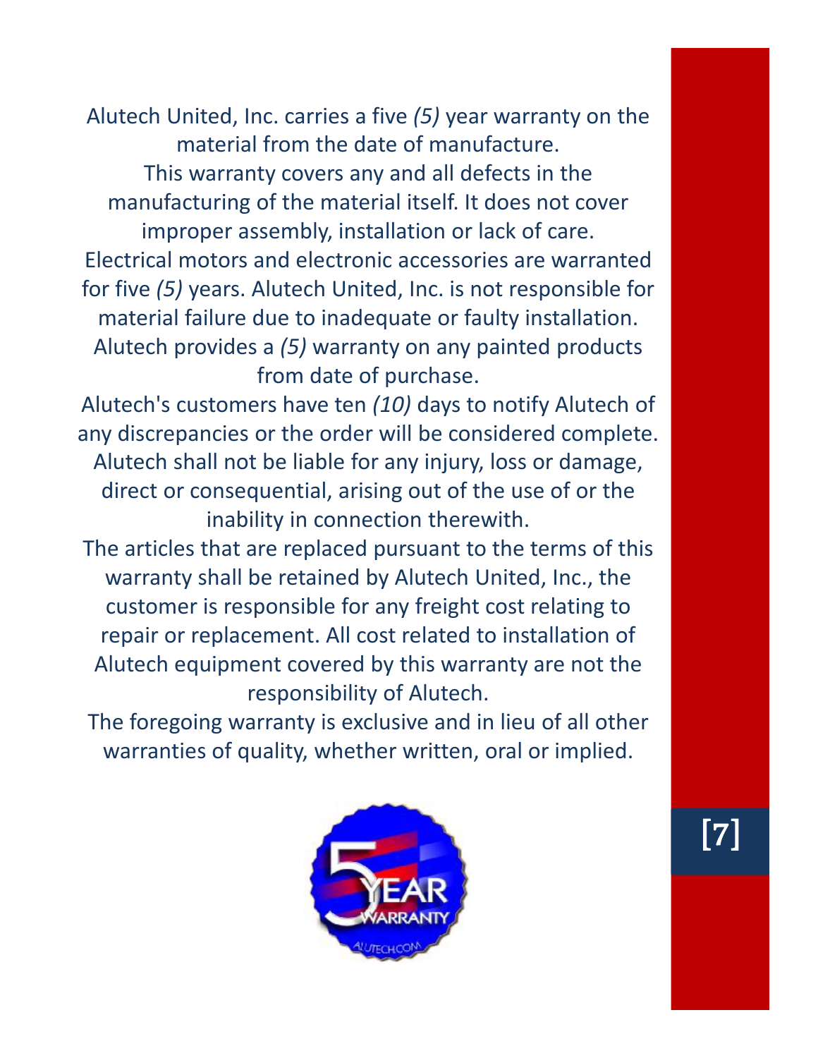Alutech United, Inc. carries a five *(5)* year warranty on the material from the date of manufacture.

This warranty covers any and all defects in the manufacturing of the material itself. It does not cover improper assembly, installation or lack of care.

Electrical motors and electronic accessories are warranted for five *(5)* years. Alutech United, Inc. is not responsible for material failure due to inadequate or faulty installation.

Alutech provides a *(5)* warranty on any painted products from date of purchase.

Alutech's customers have ten *(10)* days to notify Alutech of any discrepancies or the order will be considered complete.

Alutech shall not be liable for any injury, loss or damage, direct or consequential, arising out of the use of or the inability in connection therewith.

The articles that are replaced pursuant to the terms of this warranty shall be retained by Alutech United, Inc., the customer is responsible for any freight cost relating to repair or replacement. All cost related to installation of Alutech equipment covered by this warranty are not the responsibility of Alutech.

The foregoing warranty is exclusive and in lieu of all other warranties of quality, whether written, oral or implied.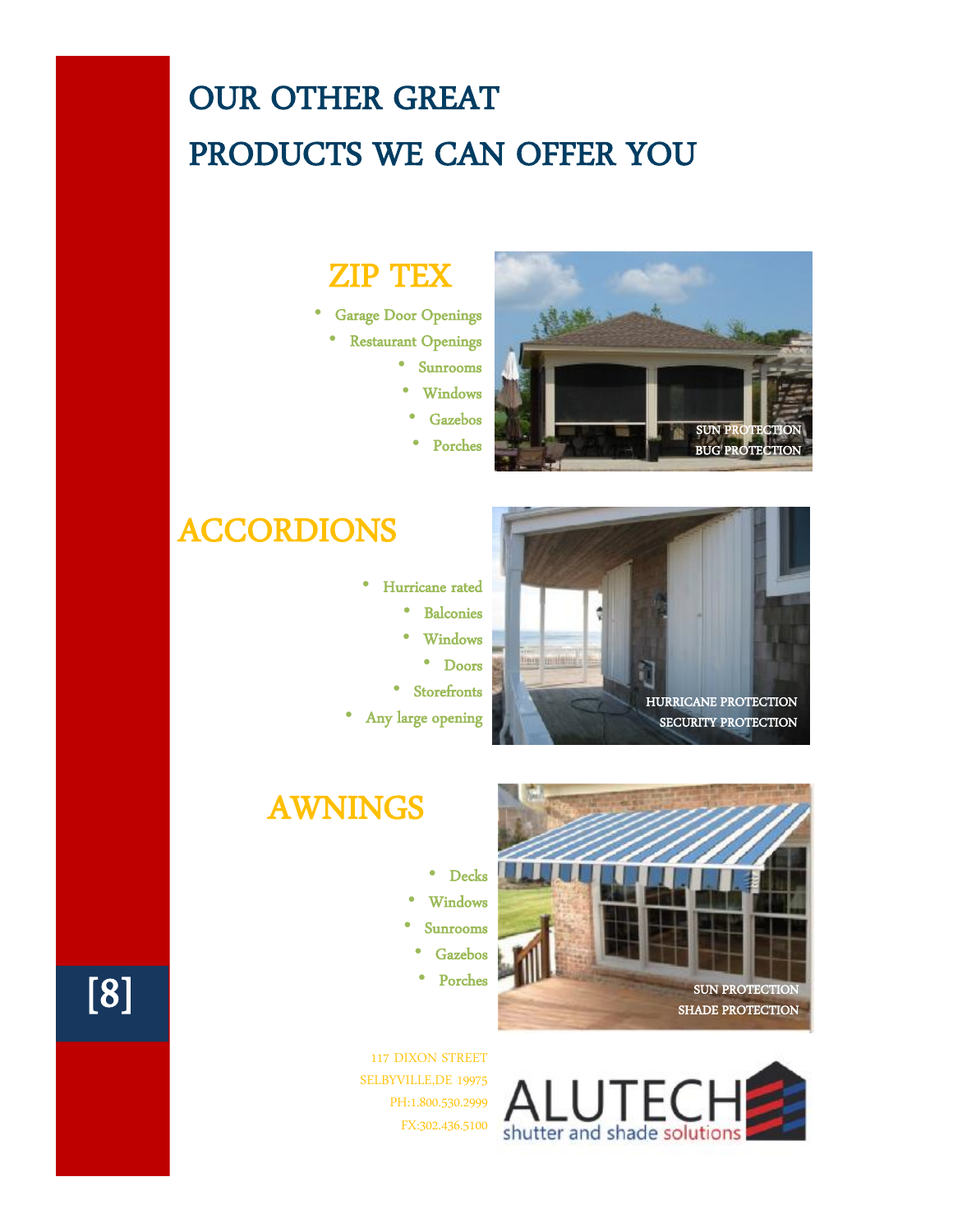# OUR OTHER GREAT PRODUCTS WE CAN OFFER YOU

## ZIP TEX

- Garage Door Openings
- Restaurant Openings
- Sunrooms
- Windows
- Gazebos
- Porches

SUN PROTECTION
BUG PROTECTION

## ACCORDIONS

- Hurricane rated
- Balconies
- Windows
- Doors
- Storefronts
- Any large opening

HURRICANE PROTECTION
SECURITY PROTECTION

## AWNINGS

- Decks
- Windows
- Sunrooms
- Gazebos
- Porches

SUN PROTECTION
SHADE PROTECTION

117 DIXON STREET
SELBYVILLE,DE 19975
PH:1.800.530.2999
FX:302.436.5100

ALUTECH
shutter and shade solutions